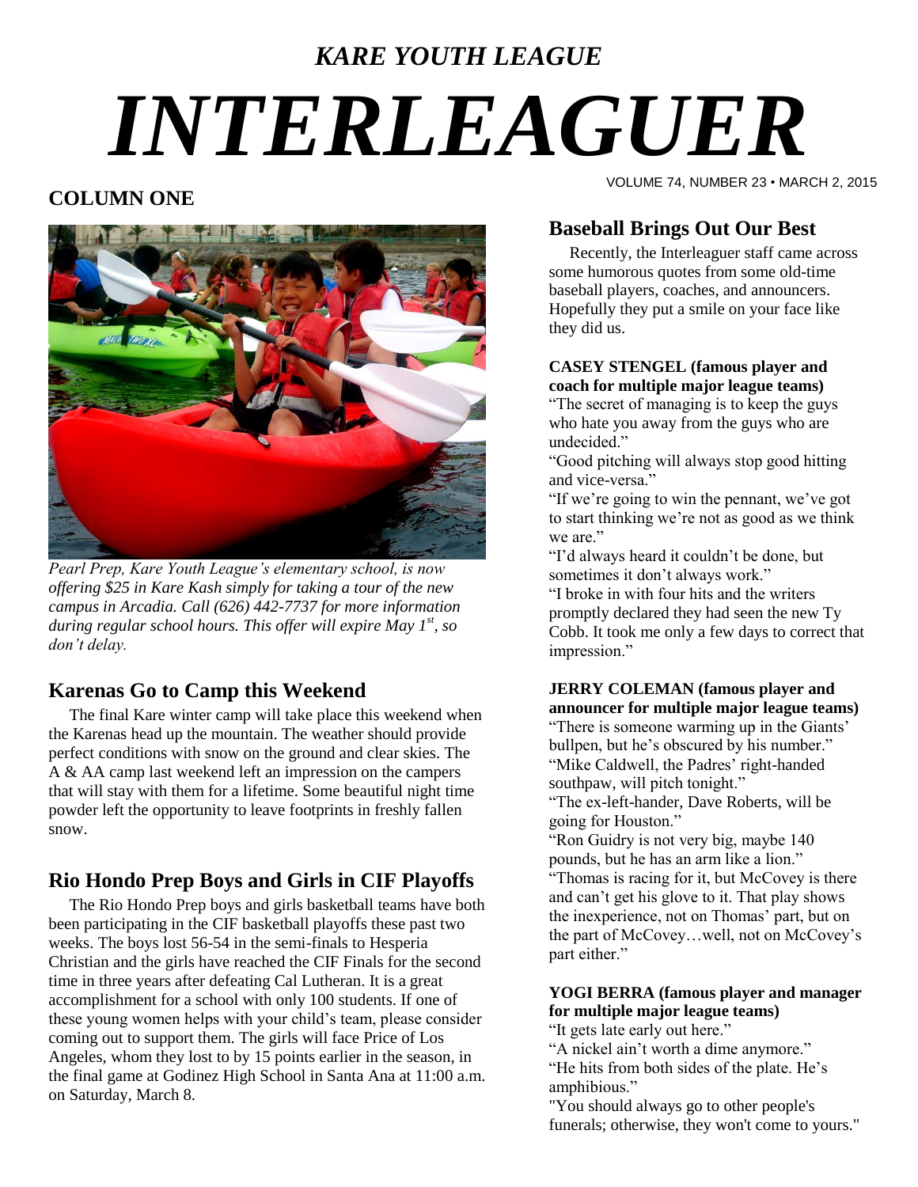# *KARE YOUTH LEAGUE*

# *INTERLEAGUER*

VOLUME 74, NUMBER 23 • MARCH 2, 2015

## COLUMN ONE

*Pearl Prep, Kare Youth League's elementary school, is now offering $25 in Kare Kash simply for taking a tour of the new campus in Arcadia. Call (626) 442-7737 for more information during regular school hours. This offer will expire May 1st, so don't delay.*

## Karenas Go to Camp this Weekend

The final Kare winter camp will take place this weekend when the Karenas head up the mountain. The weather should provide perfect conditions with snow on the ground and clear skies. The A & AA camp last weekend left an impression on the campers that will stay with them for a lifetime. Some beautiful night time powder left the opportunity to leave footprints in freshly fallen snow.

## Rio Hondo Prep Boys and Girls in CIF Playoffs

The Rio Hondo Prep boys and girls basketball teams have both been participating in the CIF basketball playoffs these past two weeks. The boys lost 56-54 in the semi-finals to Hesperia Christian and the girls have reached the CIF Finals for the second time in three years after defeating Cal Lutheran. It is a great accomplishment for a school with only 100 students. If one of these young women helps with your child's team, please consider coming out to support them. The girls will face Price of Los Angeles, whom they lost to by 15 points earlier in the season, in the final game at Godinez High School in Santa Ana at 11:00 a.m. on Saturday, March 8.

## Baseball Brings Out Our Best

Recently, the Interleaguer staff came across some humorous quotes from some old-time baseball players, coaches, and announcers. Hopefully they put a smile on your face like they did us.

**CASEY STENGEL (famous player and coach for multiple major league teams)**

"The secret of managing is to keep the guys who hate you away from the guys who are undecided."

"Good pitching will always stop good hitting and vice-versa."

"If we're going to win the pennant, we've got to start thinking we're not as good as we think we are."

"I'd always heard it couldn't be done, but sometimes it don't always work."

"I broke in with four hits and the writers promptly declared they had seen the new Ty Cobb. It took me only a few days to correct that impression."

**JERRY COLEMAN (famous player and announcer for multiple major league teams)**

"There is someone warming up in the Giants' bullpen, but he's obscured by his number."

"Mike Caldwell, the Padres' right-handed southpaw, will pitch tonight."

"The ex-left-hander, Dave Roberts, will be going for Houston."

"Ron Guidry is not very big, maybe 140 pounds, but he has an arm like a lion."

"Thomas is racing for it, but McCovey is there and can't get his glove to it. That play shows the inexperience, not on Thomas' part, but on the part of McCovey…well, not on McCovey's part either."

**YOGI BERRA (famous player and manager for multiple major league teams)**

"It gets late early out here."

"A nickel ain't worth a dime anymore."

"He hits from both sides of the plate. He's amphibious."

"You should always go to other people's funerals; otherwise, they won't come to yours."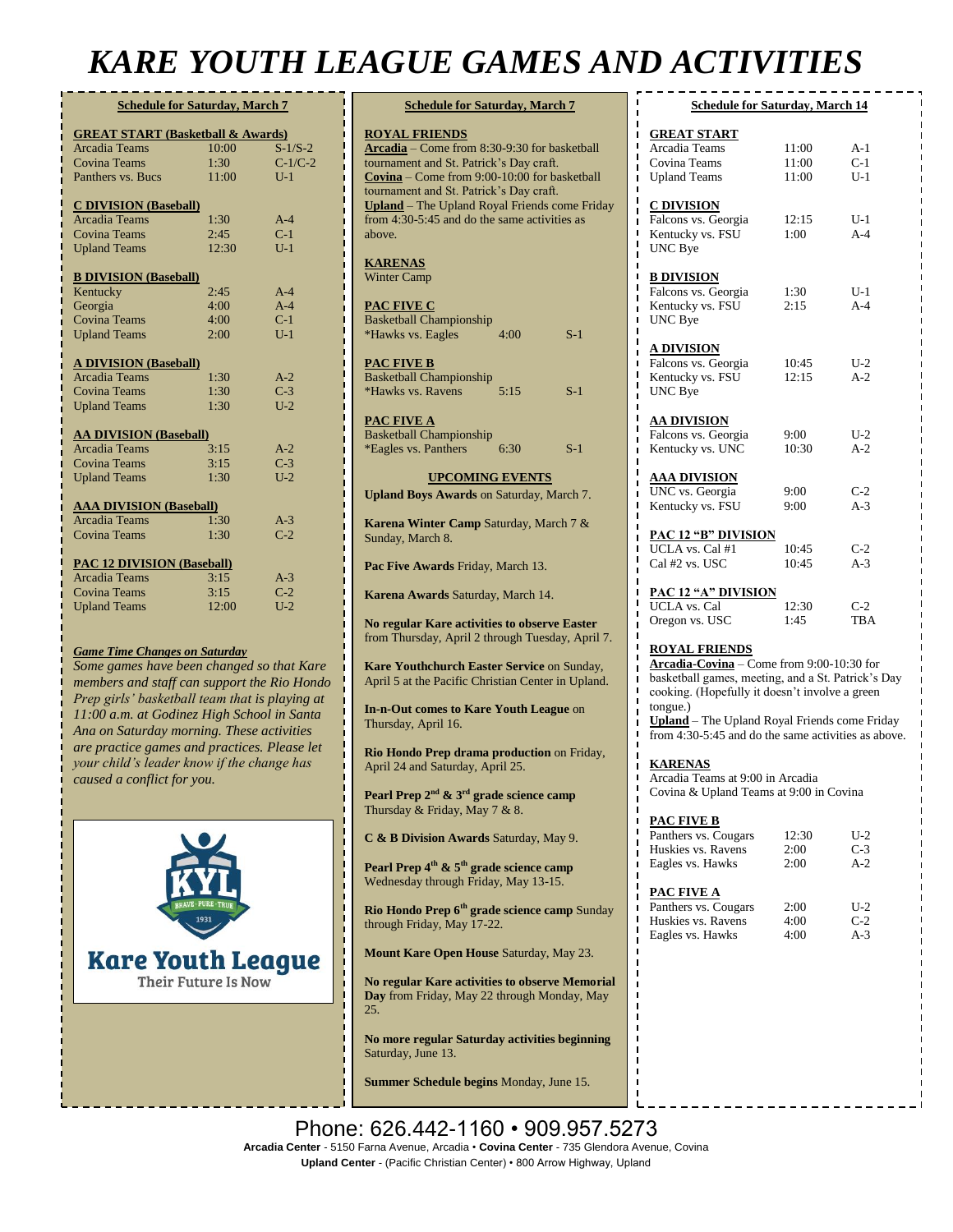# KARE YOUTH LEAGUE GAMES AND ACTIVITIES

## Schedule for Saturday, March 7

**GREAT START (Basketball & Awards)**

| | | |
|---|---|---|
| Arcadia Teams | 10:00 | S-1/S-2 |
| Covina Teams | 1:30 | C-1/C-2 |
| Panthers vs. Bucs | 11:00 | U-1 |

**C DIVISION (Baseball)**

| | | |
|---|---|---|
| Arcadia Teams | 1:30 | A-4 |
| Covina Teams | 2:45 | C-1 |
| Upland Teams | 12:30 | U-1 |

**B DIVISION (Baseball)**

| | | |
|---|---|---|
| Kentucky | 2:45 | A-4 |
| Georgia | 4:00 | A-4 |
| Covina Teams | 4:00 | C-1 |
| Upland Teams | 2:00 | U-1 |

**A DIVISION (Baseball)**

| | | |
|---|---|---|
| Arcadia Teams | 1:30 | A-2 |
| Covina Teams | 1:30 | C-3 |
| Upland Teams | 1:30 | U-2 |

**AA DIVISION (Baseball)**

| | | |
|---|---|---|
| Arcadia Teams | 3:15 | A-2 |
| Covina Teams | 3:15 | C-3 |
| Upland Teams | 1:30 | U-2 |

**AAA DIVISION (Baseball)**

| | | |
|---|---|---|
| Arcadia Teams | 1:30 | A-3 |
| Covina Teams | 1:30 | C-2 |

**PAC 12 DIVISION (Baseball)**

| | | |
|---|---|---|
| Arcadia Teams | 3:15 | A-3 |
| Covina Teams | 3:15 | C-2 |
| Upland Teams | 12:00 | U-2 |

***Game Time Changes on Saturday***

*Some games have been changed so that Kare members and staff can support the Rio Hondo Prep girls' basketball team that is playing at 11:00 a.m. at Godinez High School in Santa Ana on Saturday morning. These activities are practice games and practices. Please let your child's leader know if the change has caused a conflict for you.*

Kare Youth League
Their Future Is Now

## Schedule for Saturday, March 7

**ROYAL FRIENDS**

**Arcadia** – Come from 8:30-9:30 for basketball tournament and St. Patrick's Day craft.
**Covina** – Come from 9:00-10:00 for basketball tournament and St. Patrick's Day craft.
**Upland** – The Upland Royal Friends come Friday from 4:30-5:45 and do the same activities as above.

**KARENAS**

Winter Camp

**PAC FIVE C**

Basketball Championship

| | | |
|---|---|---|
| *Hawks vs. Eagles | 4:00 | S-1 |

**PAC FIVE B**

Basketball Championship

| | | |
|---|---|---|
| *Hawks vs. Ravens | 5:15 | S-1 |

**PAC FIVE A**

Basketball Championship

| | | |
|---|---|---|
| *Eagles vs. Panthers | 6:30 | S-1 |

### UPCOMING EVENTS

**Upland Boys Awards** on Saturday, March 7.

**Karena Winter Camp** Saturday, March 7 & Sunday, March 8.

**Pac Five Awards** Friday, March 13.

**Karena Awards** Saturday, March 14.

**No regular Kare activities to observe Easter** from Thursday, April 2 through Tuesday, April 7.

**Kare Youthchurch Easter Service** on Sunday, April 5 at the Pacific Christian Center in Upland.

**In-n-Out comes to Kare Youth League** on Thursday, April 16.

**Rio Hondo Prep drama production** on Friday, April 24 and Saturday, April 25.

**Pearl Prep 2nd & 3rd grade science camp** Thursday & Friday, May 7 & 8.

**C & B Division Awards** Saturday, May 9.

**Pearl Prep 4th & 5th grade science camp** Wednesday through Friday, May 13-15.

**Rio Hondo Prep 6th grade science camp** Sunday through Friday, May 17-22.

**Mount Kare Open House** Saturday, May 23.

**No regular Kare activities to observe Memorial Day** from Friday, May 22 through Monday, May 25.

**No more regular Saturday activities beginning** Saturday, June 13.

**Summer Schedule begins** Monday, June 15.

## Schedule for Saturday, March 14

**GREAT START**

| | | |
|---|---|---|
| Arcadia Teams | 11:00 | A-1 |
| Covina Teams | 11:00 | C-1 |
| Upland Teams | 11:00 | U-1 |

**C DIVISION**

| | | |
|---|---|---|
| Falcons vs. Georgia | 12:15 | U-1 |
| Kentucky vs. FSU | 1:00 | A-4 |
| UNC Bye | | |

**B DIVISION**

| | | |
|---|---|---|
| Falcons vs. Georgia | 1:30 | U-1 |
| Kentucky vs. FSU | 2:15 | A-4 |
| UNC Bye | | |

**A DIVISION**

| | | |
|---|---|---|
| Falcons vs. Georgia | 10:45 | U-2 |
| Kentucky vs. FSU | 12:15 | A-2 |
| UNC Bye | | |

**AA DIVISION**

| | | |
|---|---|---|
| Falcons vs. Georgia | 9:00 | U-2 |
| Kentucky vs. UNC | 10:30 | A-2 |

**AAA DIVISION**

| | | |
|---|---|---|
| UNC vs. Georgia | 9:00 | C-2 |
| Kentucky vs. FSU | 9:00 | A-3 |

**PAC 12 "B" DIVISION**

| | | |
|---|---|---|
| UCLA vs. Cal #1 | 10:45 | C-2 |
| Cal #2 vs. USC | 10:45 | A-3 |

**PAC 12 "A" DIVISION**

| | | |
|---|---|---|
| UCLA vs. Cal | 12:30 | C-2 |
| Oregon vs. USC | 1:45 | TBA |

**ROYAL FRIENDS**

**Arcadia-Covina** – Come from 9:00-10:30 for basketball games, meeting, and a St. Patrick's Day cooking. (Hopefully it doesn't involve a green tongue.)
**Upland** – The Upland Royal Friends come Friday from 4:30-5:45 and do the same activities as above.

**KARENAS**

Arcadia Teams at 9:00 in Arcadia
Covina & Upland Teams at 9:00 in Covina

**PAC FIVE B**

| | | |
|---|---|---|
| Panthers vs. Cougars | 12:30 | U-2 |
| Huskies vs. Ravens | 2:00 | C-3 |
| Eagles vs. Hawks | 2:00 | A-2 |

**PAC FIVE A**

| | | |
|---|---|---|
| Panthers vs. Cougars | 2:00 | U-2 |
| Huskies vs. Ravens | 4:00 | C-2 |
| Eagles vs. Hawks | 4:00 | A-3 |

Phone: 626.442-1160 • 909.957.5273

**Arcadia Center** - 5150 Farna Avenue, Arcadia • **Covina Center** - 735 Glendora Avenue, Covina
**Upland Center** - (Pacific Christian Center) • 800 Arrow Highway, Upland